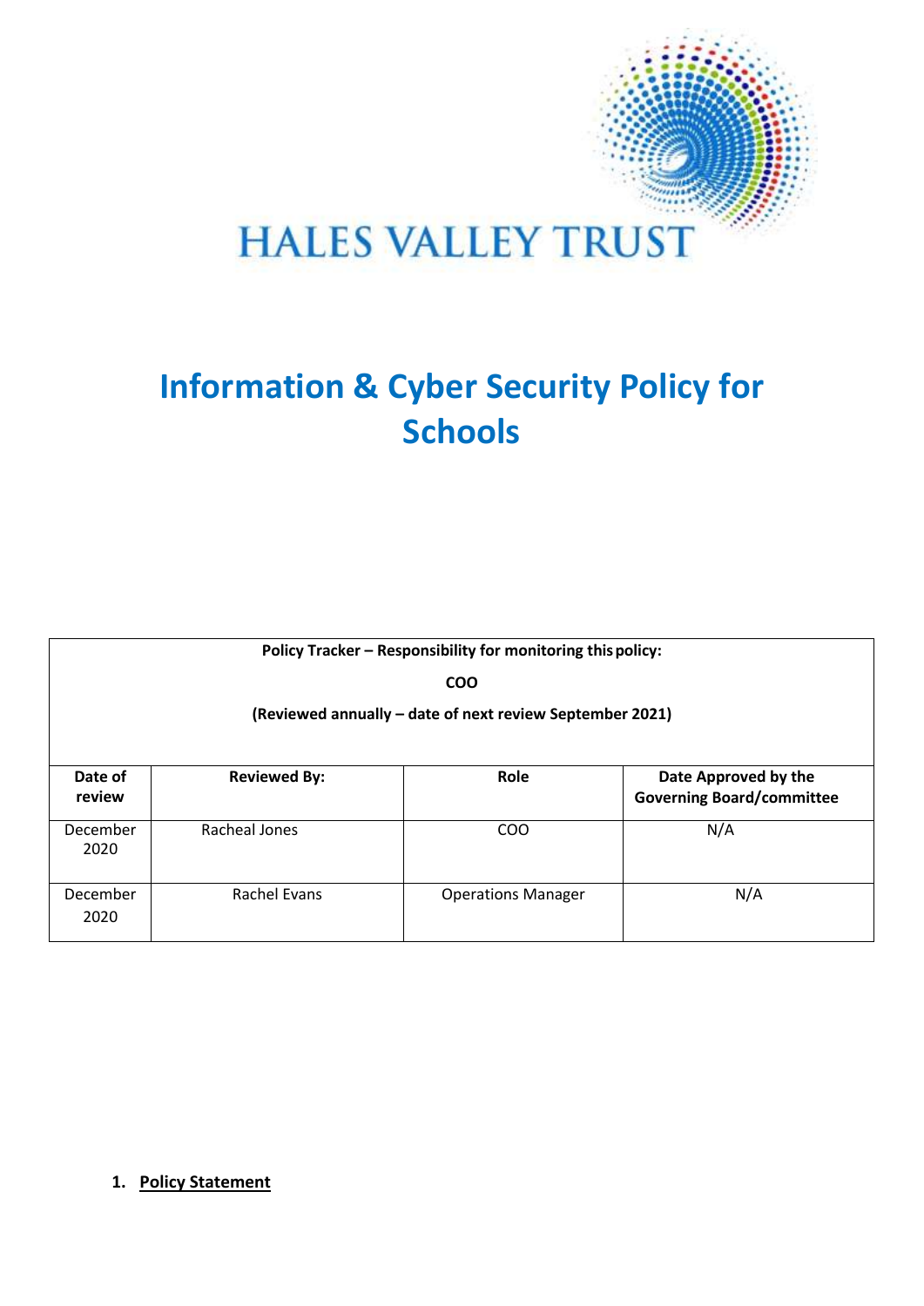HALES VALLEY TRUST

# Information & Cyber Security Policy for Schools

| Policy Tracker – Responsibility for monitoring this policy: COO (Reviewed annually – date of next review September 2021) | | | |
|---|---|---|---|
| **Date of review** | **Reviewed By:** | **Role** | **Date Approved by the Governing Board/committee** |
| December 2020 | Racheal Jones | COO | N/A |
| December 2020 | Rachel Evans | Operations Manager | N/A |

## 1. Policy Statement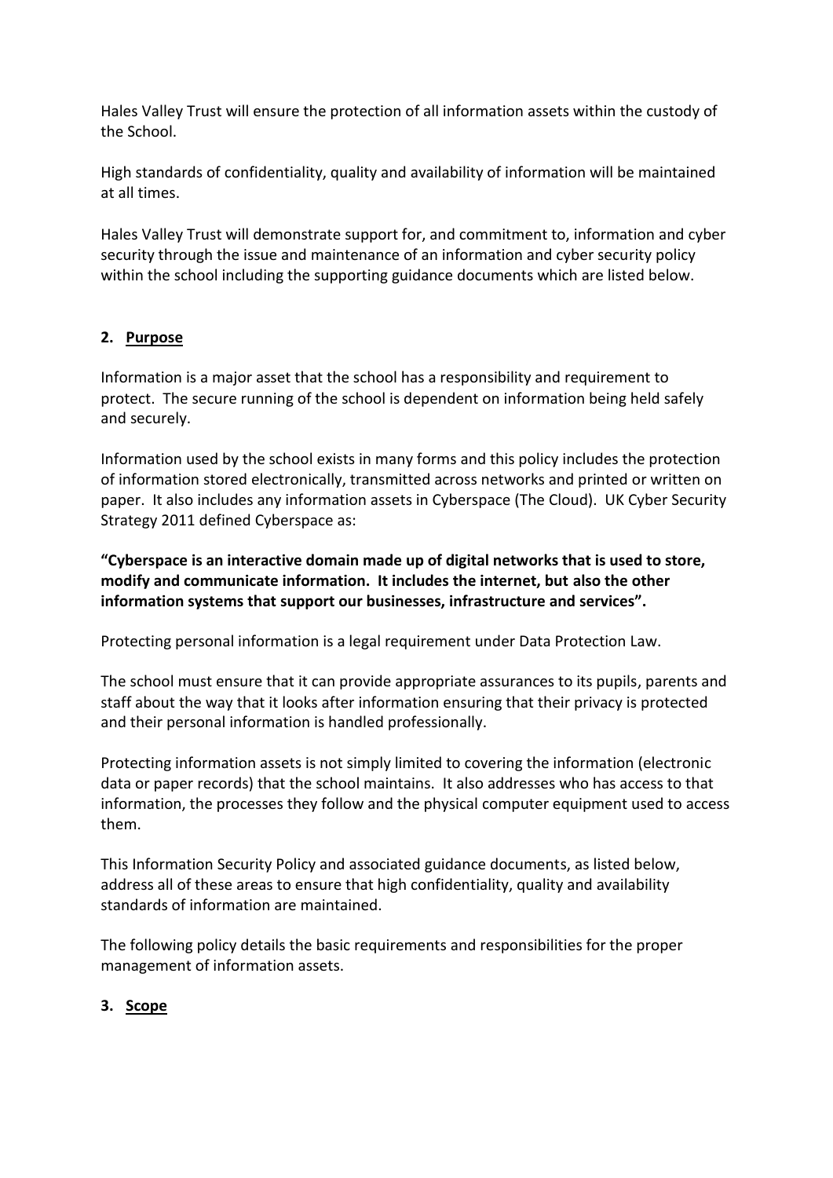Hales Valley Trust will ensure the protection of all information assets within the custody of the School.

High standards of confidentiality, quality and availability of information will be maintained at all times.

Hales Valley Trust will demonstrate support for, and commitment to, information and cyber security through the issue and maintenance of an information and cyber security policy within the school including the supporting guidance documents which are listed below.

## 2. Purpose

Information is a major asset that the school has a responsibility and requirement to protect. The secure running of the school is dependent on information being held safely and securely.

Information used by the school exists in many forms and this policy includes the protection of information stored electronically, transmitted across networks and printed or written on paper. It also includes any information assets in Cyberspace (The Cloud). UK Cyber Security Strategy 2011 defined Cyberspace as:

**"Cyberspace is an interactive domain made up of digital networks that is used to store, modify and communicate information. It includes the internet, but also the other information systems that support our businesses, infrastructure and services".**

Protecting personal information is a legal requirement under Data Protection Law.

The school must ensure that it can provide appropriate assurances to its pupils, parents and staff about the way that it looks after information ensuring that their privacy is protected and their personal information is handled professionally.

Protecting information assets is not simply limited to covering the information (electronic data or paper records) that the school maintains. It also addresses who has access to that information, the processes they follow and the physical computer equipment used to access them.

This Information Security Policy and associated guidance documents, as listed below, address all of these areas to ensure that high confidentiality, quality and availability standards of information are maintained.

The following policy details the basic requirements and responsibilities for the proper management of information assets.

## 3. Scope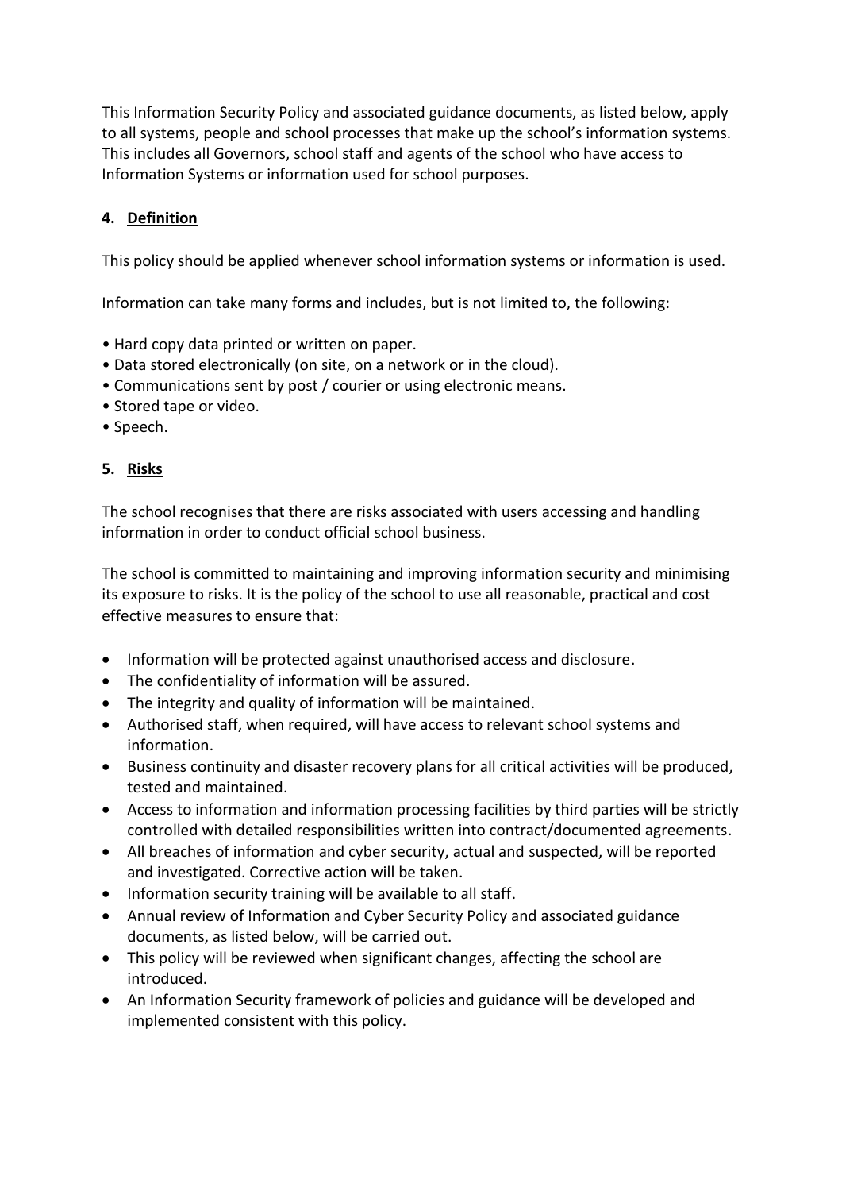This Information Security Policy and associated guidance documents, as listed below, apply to all systems, people and school processes that make up the school's information systems. This includes all Governors, school staff and agents of the school who have access to Information Systems or information used for school purposes.

## 4. Definition

This policy should be applied whenever school information systems or information is used.

Information can take many forms and includes, but is not limited to, the following:

- Hard copy data printed or written on paper.
- Data stored electronically (on site, on a network or in the cloud).
- Communications sent by post / courier or using electronic means.
- Stored tape or video.
- Speech.

## 5. Risks

The school recognises that there are risks associated with users accessing and handling information in order to conduct official school business.

The school is committed to maintaining and improving information security and minimising its exposure to risks. It is the policy of the school to use all reasonable, practical and cost effective measures to ensure that:

- Information will be protected against unauthorised access and disclosure.
- The confidentiality of information will be assured.
- The integrity and quality of information will be maintained.
- Authorised staff, when required, will have access to relevant school systems and information.
- Business continuity and disaster recovery plans for all critical activities will be produced, tested and maintained.
- Access to information and information processing facilities by third parties will be strictly controlled with detailed responsibilities written into contract/documented agreements.
- All breaches of information and cyber security, actual and suspected, will be reported and investigated. Corrective action will be taken.
- Information security training will be available to all staff.
- Annual review of Information and Cyber Security Policy and associated guidance documents, as listed below, will be carried out.
- This policy will be reviewed when significant changes, affecting the school are introduced.
- An Information Security framework of policies and guidance will be developed and implemented consistent with this policy.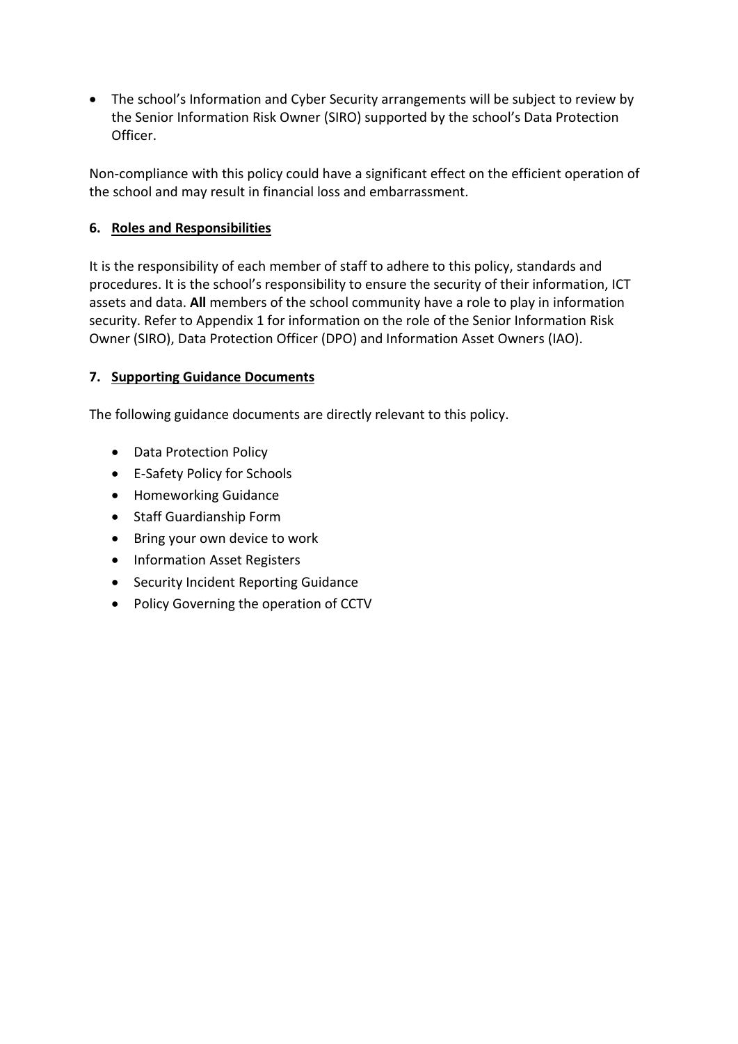- The school's Information and Cyber Security arrangements will be subject to review by the Senior Information Risk Owner (SIRO) supported by the school's Data Protection Officer.

Non-compliance with this policy could have a significant effect on the efficient operation of the school and may result in financial loss and embarrassment.

## 6. Roles and Responsibilities

It is the responsibility of each member of staff to adhere to this policy, standards and procedures. It is the school's responsibility to ensure the security of their information, ICT assets and data. **All** members of the school community have a role to play in information security. Refer to Appendix 1 for information on the role of the Senior Information Risk Owner (SIRO), Data Protection Officer (DPO) and Information Asset Owners (IAO).

## 7. Supporting Guidance Documents

The following guidance documents are directly relevant to this policy.

- Data Protection Policy
- E-Safety Policy for Schools
- Homeworking Guidance
- Staff Guardianship Form
- Bring your own device to work
- Information Asset Registers
- Security Incident Reporting Guidance
- Policy Governing the operation of CCTV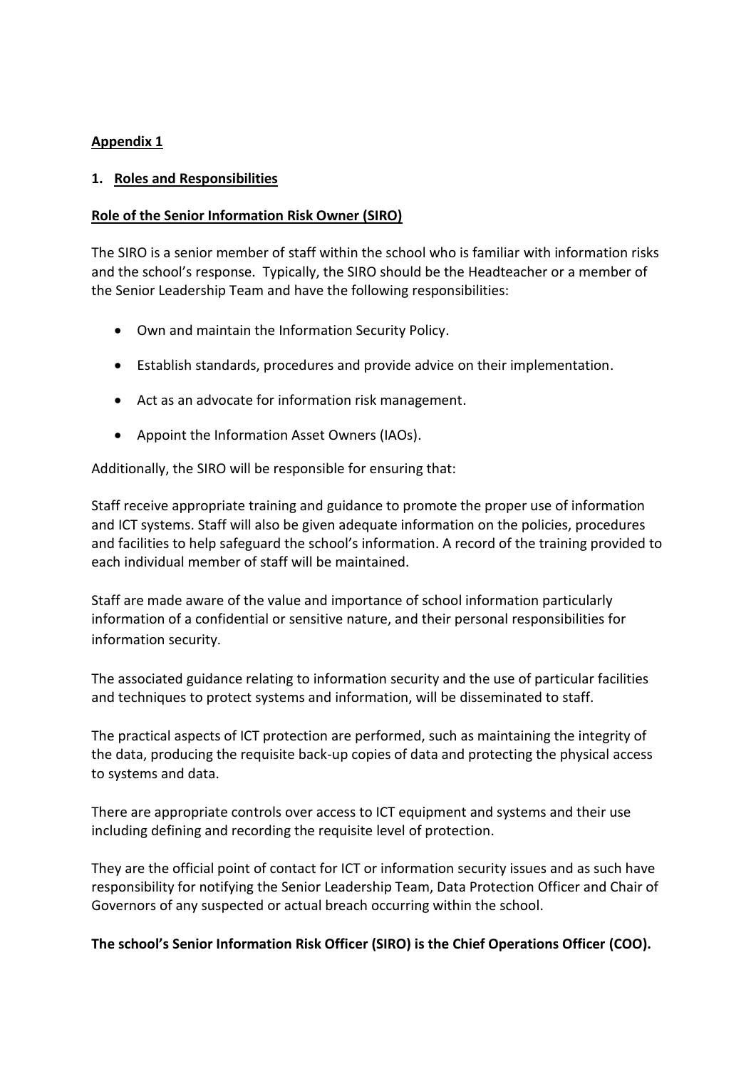**Appendix 1**

## 1. Roles and Responsibilities

**Role of the Senior Information Risk Owner (SIRO)**

The SIRO is a senior member of staff within the school who is familiar with information risks and the school's response. Typically, the SIRO should be the Headteacher or a member of the Senior Leadership Team and have the following responsibilities:

- Own and maintain the Information Security Policy.
- Establish standards, procedures and provide advice on their implementation.
- Act as an advocate for information risk management.
- Appoint the Information Asset Owners (IAOs).

Additionally, the SIRO will be responsible for ensuring that:

Staff receive appropriate training and guidance to promote the proper use of information and ICT systems. Staff will also be given adequate information on the policies, procedures and facilities to help safeguard the school's information. A record of the training provided to each individual member of staff will be maintained.

Staff are made aware of the value and importance of school information particularly information of a confidential or sensitive nature, and their personal responsibilities for information security.

The associated guidance relating to information security and the use of particular facilities and techniques to protect systems and information, will be disseminated to staff.

The practical aspects of ICT protection are performed, such as maintaining the integrity of the data, producing the requisite back-up copies of data and protecting the physical access to systems and data.

There are appropriate controls over access to ICT equipment and systems and their use including defining and recording the requisite level of protection.

They are the official point of contact for ICT or information security issues and as such have responsibility for notifying the Senior Leadership Team, Data Protection Officer and Chair of Governors of any suspected or actual breach occurring within the school.

**The school's Senior Information Risk Officer (SIRO) is the Chief Operations Officer (COO).**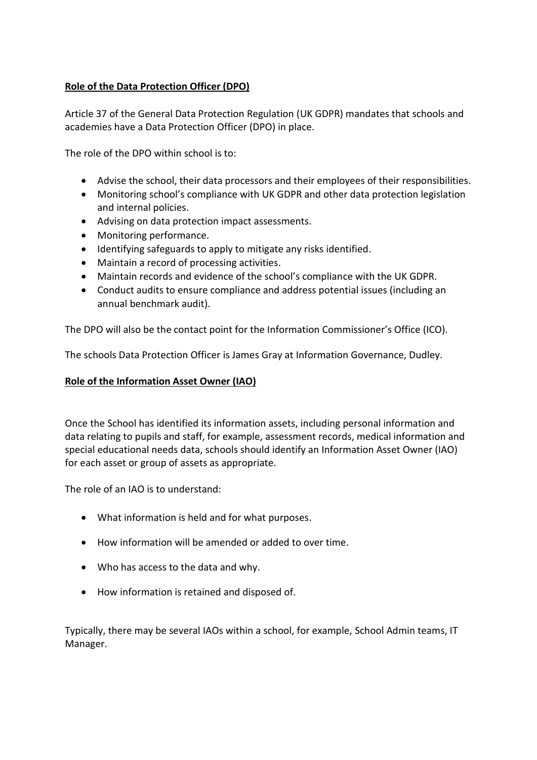**Role of the Data Protection Officer (DPO)**

Article 37 of the General Data Protection Regulation (UK GDPR) mandates that schools and academies have a Data Protection Officer (DPO) in place.

The role of the DPO within school is to:

- Advise the school, their data processors and their employees of their responsibilities.
- Monitoring school's compliance with UK GDPR and other data protection legislation and internal policies.
- Advising on data protection impact assessments.
- Monitoring performance.
- Identifying safeguards to apply to mitigate any risks identified.
- Maintain a record of processing activities.
- Maintain records and evidence of the school's compliance with the UK GDPR.
- Conduct audits to ensure compliance and address potential issues (including an annual benchmark audit).

The DPO will also be the contact point for the Information Commissioner's Office (ICO).

The schools Data Protection Officer is James Gray at Information Governance, Dudley.

**Role of the Information Asset Owner (IAO)**

Once the School has identified its information assets, including personal information and data relating to pupils and staff, for example, assessment records, medical information and special educational needs data, schools should identify an Information Asset Owner (IAO) for each asset or group of assets as appropriate.

The role of an IAO is to understand:

- What information is held and for what purposes.
- How information will be amended or added to over time.
- Who has access to the data and why.
- How information is retained and disposed of.

Typically, there may be several IAOs within a school, for example, School Admin teams, IT Manager.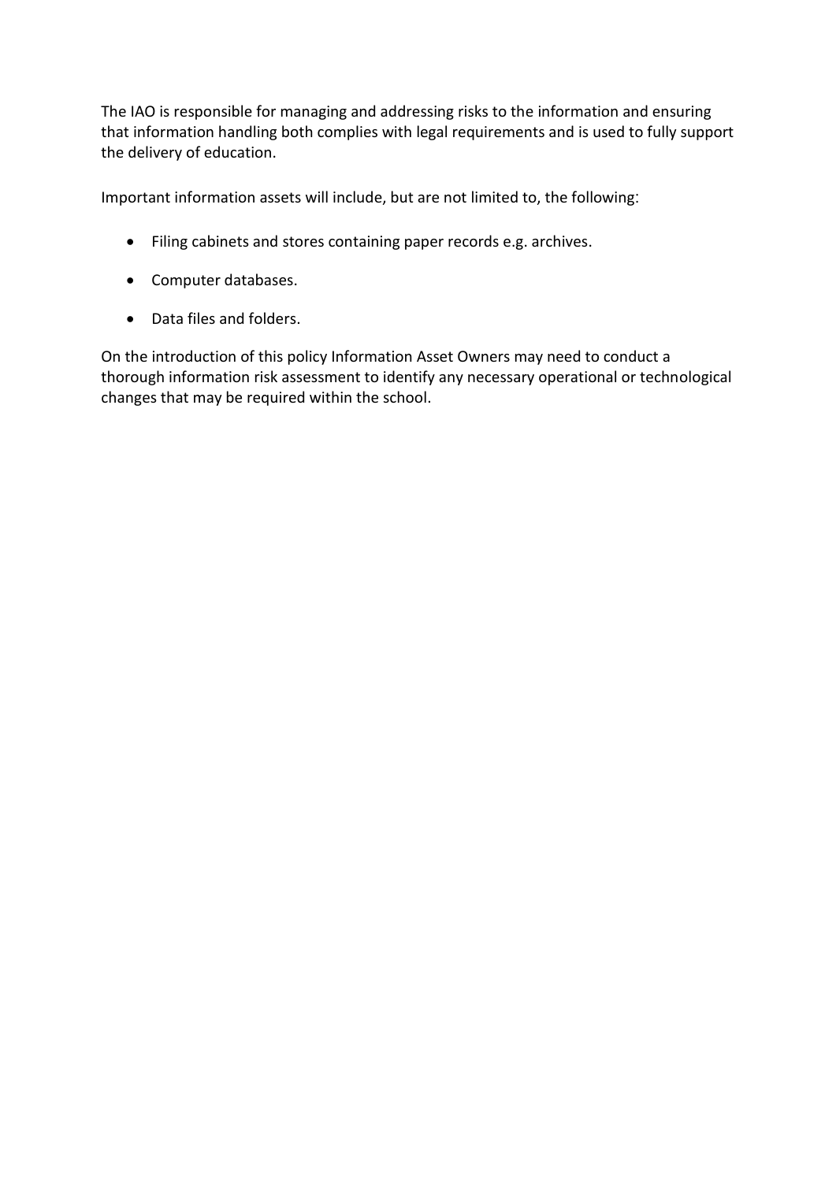The IAO is responsible for managing and addressing risks to the information and ensuring that information handling both complies with legal requirements and is used to fully support the delivery of education.

Important information assets will include, but are not limited to, the following:

- Filing cabinets and stores containing paper records e.g. archives.
- Computer databases.
- Data files and folders.

On the introduction of this policy Information Asset Owners may need to conduct a thorough information risk assessment to identify any necessary operational or technological changes that may be required within the school.